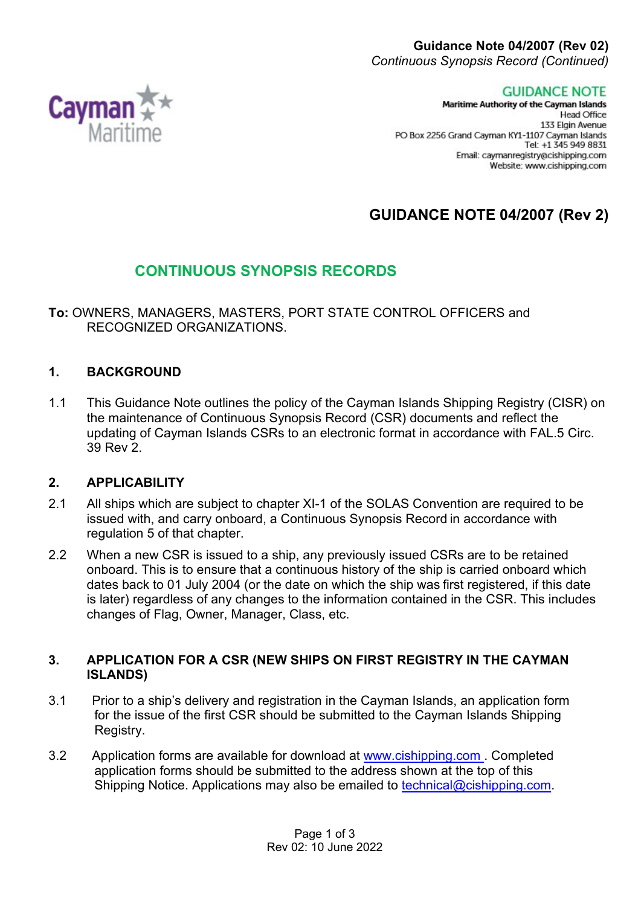GUIDANCE NOTE
**Maritime Authority of the Cayman Islands**
Head Office
133 Elgin Avenue
PO Box 2256 Grand Cayman KY1-1107 Cayman Islands
Tel: +1 345 949 8831
Email: caymanregistry@cishipping.com
Website: www.cishipping.com

# GUIDANCE NOTE 04/2007 (Rev 2)

## CONTINUOUS SYNOPSIS RECORDS

**To:** OWNERS, MANAGERS, MASTERS, PORT STATE CONTROL OFFICERS and RECOGNIZED ORGANIZATIONS.

### 1. BACKGROUND

1.1 This Guidance Note outlines the policy of the Cayman Islands Shipping Registry (CISR) on the maintenance of Continuous Synopsis Record (CSR) documents and reflect the updating of Cayman Islands CSRs to an electronic format in accordance with FAL.5 Circ. 39 Rev 2.

### 2. APPLICABILITY

2.1 All ships which are subject to chapter XI-1 of the SOLAS Convention are required to be issued with, and carry onboard, a Continuous Synopsis Record in accordance with regulation 5 of that chapter.

2.2 When a new CSR is issued to a ship, any previously issued CSRs are to be retained onboard. This is to ensure that a continuous history of the ship is carried onboard which dates back to 01 July 2004 (or the date on which the ship was first registered, if this date is later) regardless of any changes to the information contained in the CSR. This includes changes of Flag, Owner, Manager, Class, etc.

### 3. APPLICATION FOR A CSR (NEW SHIPS ON FIRST REGISTRY IN THE CAYMAN ISLANDS)

3.1 Prior to a ship's delivery and registration in the Cayman Islands, an application form for the issue of the first CSR should be submitted to the Cayman Islands Shipping Registry.

3.2 Application forms are available for download at www.cishipping.com . Completed application forms should be submitted to the address shown at the top of this Shipping Notice. Applications may also be emailed to technical@cishipping.com.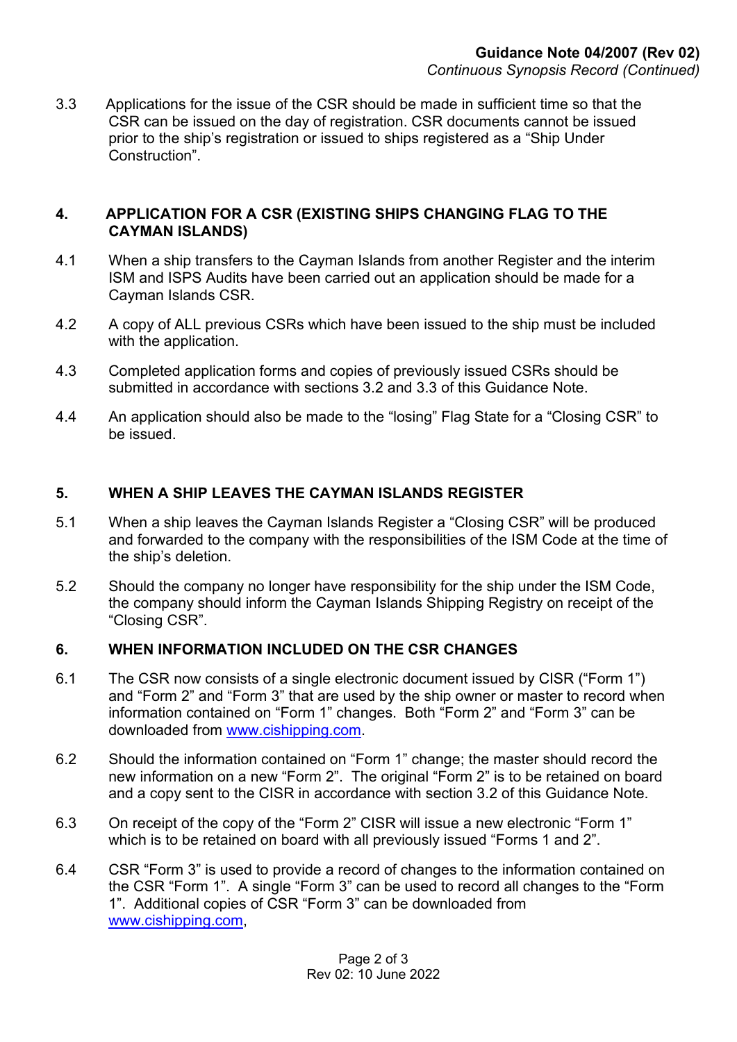3.3 Applications for the issue of the CSR should be made in sufficient time so that the CSR can be issued on the day of registration. CSR documents cannot be issued prior to the ship's registration or issued to ships registered as a "Ship Under Construction".

## 4. APPLICATION FOR A CSR (EXISTING SHIPS CHANGING FLAG TO THE CAYMAN ISLANDS)

4.1 When a ship transfers to the Cayman Islands from another Register and the interim ISM and ISPS Audits have been carried out an application should be made for a Cayman Islands CSR.

4.2 A copy of ALL previous CSRs which have been issued to the ship must be included with the application.

4.3 Completed application forms and copies of previously issued CSRs should be submitted in accordance with sections 3.2 and 3.3 of this Guidance Note.

4.4 An application should also be made to the "losing" Flag State for a "Closing CSR" to be issued.

## 5. WHEN A SHIP LEAVES THE CAYMAN ISLANDS REGISTER

5.1 When a ship leaves the Cayman Islands Register a "Closing CSR" will be produced and forwarded to the company with the responsibilities of the ISM Code at the time of the ship's deletion.

5.2 Should the company no longer have responsibility for the ship under the ISM Code, the company should inform the Cayman Islands Shipping Registry on receipt of the "Closing CSR".

## 6. WHEN INFORMATION INCLUDED ON THE CSR CHANGES

6.1 The CSR now consists of a single electronic document issued by CISR ("Form 1") and "Form 2" and "Form 3" that are used by the ship owner or master to record when information contained on "Form 1" changes. Both "Form 2" and "Form 3" can be downloaded from www.cishipping.com.

6.2 Should the information contained on "Form 1" change; the master should record the new information on a new "Form 2". The original "Form 2" is to be retained on board and a copy sent to the CISR in accordance with section 3.2 of this Guidance Note.

6.3 On receipt of the copy of the "Form 2" CISR will issue a new electronic "Form 1" which is to be retained on board with all previously issued "Forms 1 and 2".

6.4 CSR "Form 3" is used to provide a record of changes to the information contained on the CSR "Form 1". A single "Form 3" can be used to record all changes to the "Form 1". Additional copies of CSR "Form 3" can be downloaded from www.cishipping.com,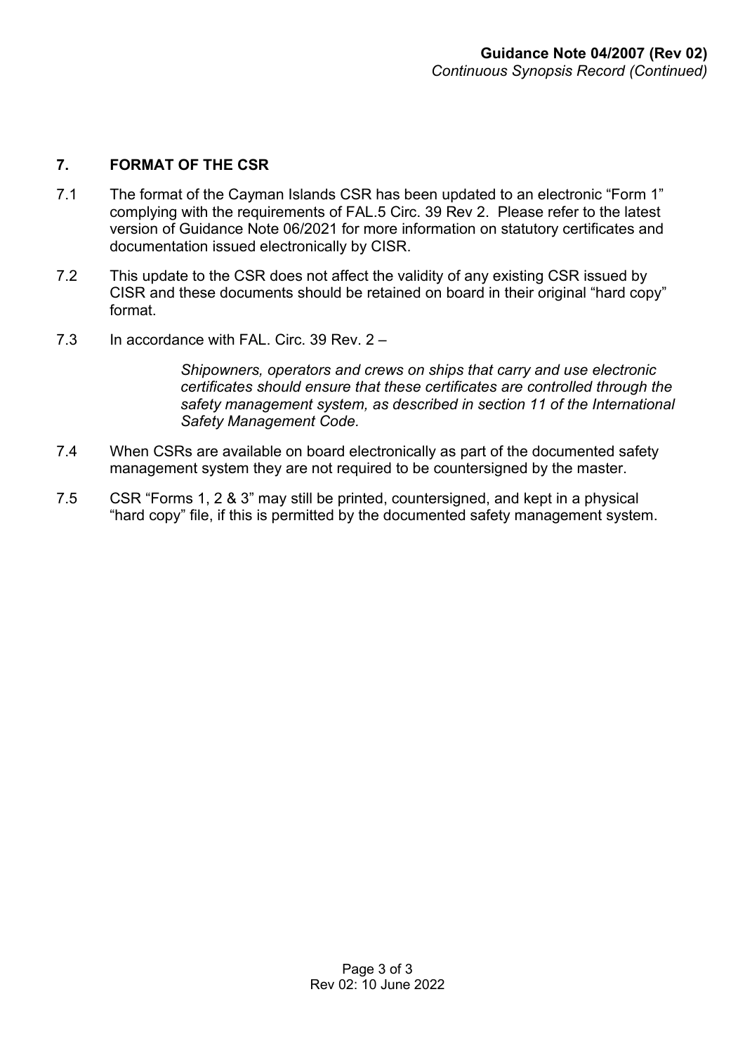## 7. FORMAT OF THE CSR

7.1 The format of the Cayman Islands CSR has been updated to an electronic "Form 1" complying with the requirements of FAL.5 Circ. 39 Rev 2. Please refer to the latest version of Guidance Note 06/2021 for more information on statutory certificates and documentation issued electronically by CISR.

7.2 This update to the CSR does not affect the validity of any existing CSR issued by CISR and these documents should be retained on board in their original "hard copy" format.

7.3 In accordance with FAL. Circ. 39 Rev. 2 –

> *Shipowners, operators and crews on ships that carry and use electronic certificates should ensure that these certificates are controlled through the safety management system, as described in section 11 of the International Safety Management Code.*

7.4 When CSRs are available on board electronically as part of the documented safety management system they are not required to be countersigned by the master.

7.5 CSR "Forms 1, 2 & 3" may still be printed, countersigned, and kept in a physical "hard copy" file, if this is permitted by the documented safety management system.